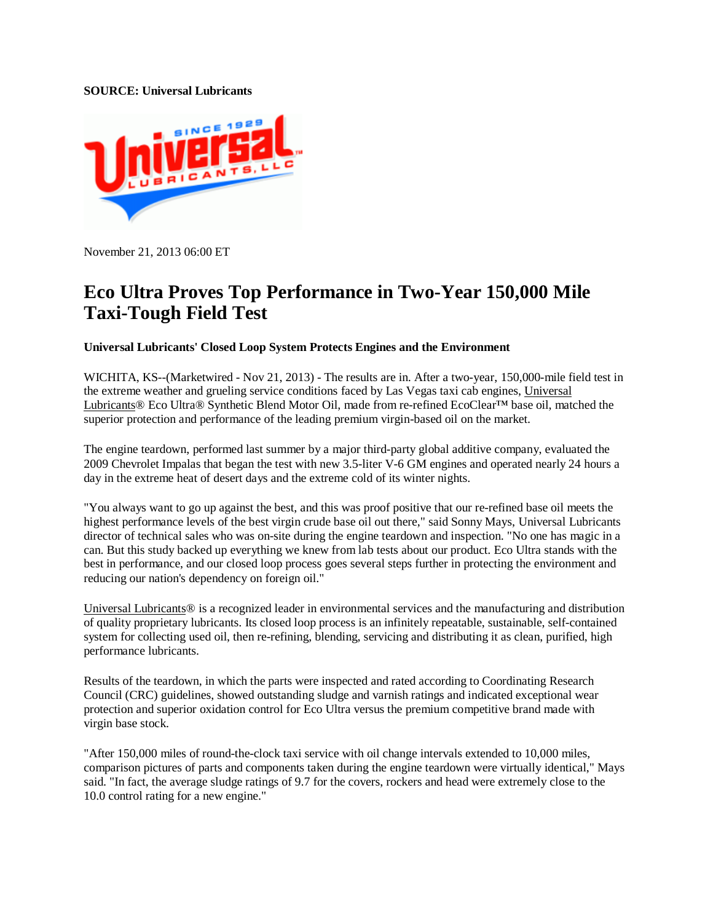**SOURCE: Universal Lubricants**

November 21, 2013 06:00 ET

# Eco Ultra Proves Top Performance in Two-Year 150,000 Mile Taxi-Tough Field Test

**Universal Lubricants' Closed Loop System Protects Engines and the Environment**

WICHITA, KS--(Marketwired - Nov 21, 2013) - The results are in. After a two-year, 150,000-mile field test in the extreme weather and grueling service conditions faced by Las Vegas taxi cab engines, Universal Lubricants® Eco Ultra® Synthetic Blend Motor Oil, made from re-refined EcoClear™ base oil, matched the superior protection and performance of the leading premium virgin-based oil on the market.

The engine teardown, performed last summer by a major third-party global additive company, evaluated the 2009 Chevrolet Impalas that began the test with new 3.5-liter V-6 GM engines and operated nearly 24 hours a day in the extreme heat of desert days and the extreme cold of its winter nights.

"You always want to go up against the best, and this was proof positive that our re-refined base oil meets the highest performance levels of the best virgin crude base oil out there," said Sonny Mays, Universal Lubricants director of technical sales who was on-site during the engine teardown and inspection. "No one has magic in a can. But this study backed up everything we knew from lab tests about our product. Eco Ultra stands with the best in performance, and our closed loop process goes several steps further in protecting the environment and reducing our nation's dependency on foreign oil."

Universal Lubricants® is a recognized leader in environmental services and the manufacturing and distribution of quality proprietary lubricants. Its closed loop process is an infinitely repeatable, sustainable, self-contained system for collecting used oil, then re-refining, blending, servicing and distributing it as clean, purified, high performance lubricants.

Results of the teardown, in which the parts were inspected and rated according to Coordinating Research Council (CRC) guidelines, showed outstanding sludge and varnish ratings and indicated exceptional wear protection and superior oxidation control for Eco Ultra versus the premium competitive brand made with virgin base stock.

"After 150,000 miles of round-the-clock taxi service with oil change intervals extended to 10,000 miles, comparison pictures of parts and components taken during the engine teardown were virtually identical," Mays said. "In fact, the average sludge ratings of 9.7 for the covers, rockers and head were extremely close to the 10.0 control rating for a new engine."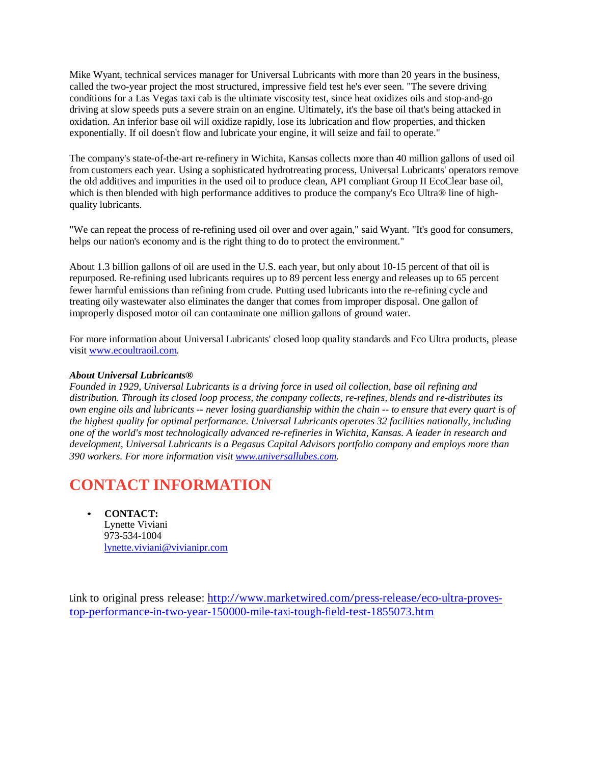Mike Wyant, technical services manager for Universal Lubricants with more than 20 years in the business, called the two-year project the most structured, impressive field test he's ever seen. "The severe driving conditions for a Las Vegas taxi cab is the ultimate viscosity test, since heat oxidizes oils and stop-and-go driving at slow speeds puts a severe strain on an engine. Ultimately, it's the base oil that's being attacked in oxidation. An inferior base oil will oxidize rapidly, lose its lubrication and flow properties, and thicken exponentially. If oil doesn't flow and lubricate your engine, it will seize and fail to operate."

The company's state-of-the-art re-refinery in Wichita, Kansas collects more than 40 million gallons of used oil from customers each year. Using a sophisticated hydrotreating process, Universal Lubricants' operators remove the old additives and impurities in the used oil to produce clean, API compliant Group II EcoClear base oil, which is then blended with high performance additives to produce the company's Eco Ultra® line of high-quality lubricants.

"We can repeat the process of re-refining used oil over and over again," said Wyant. "It's good for consumers, helps our nation's economy and is the right thing to do to protect the environment."

About 1.3 billion gallons of oil are used in the U.S. each year, but only about 10-15 percent of that oil is repurposed. Re-refining used lubricants requires up to 89 percent less energy and releases up to 65 percent fewer harmful emissions than refining from crude. Putting used lubricants into the re-refining cycle and treating oily wastewater also eliminates the danger that comes from improper disposal. One gallon of improperly disposed motor oil can contaminate one million gallons of ground water.

For more information about Universal Lubricants' closed loop quality standards and Eco Ultra products, please visit [www.ecoultraoil.com](www.ecoultraoil.com).

***About Universal Lubricants®***
*Founded in 1929, Universal Lubricants is a driving force in used oil collection, base oil refining and distribution. Through its closed loop process, the company collects, re-refines, blends and re-distributes its own engine oils and lubricants -- never losing guardianship within the chain -- to ensure that every quart is of the highest quality for optimal performance. Universal Lubricants operates 32 facilities nationally, including one of the world's most technologically advanced re-refineries in Wichita, Kansas. A leader in research and development, Universal Lubricants is a Pegasus Capital Advisors portfolio company and employs more than 390 workers. For more information visit [www.universallubes.com](www.universallubes.com).*

# CONTACT INFORMATION

- **CONTACT:**
  Lynette Viviani
  973-534-1004
  [lynette.viviani@vivianipr.com](mailto:lynette.viviani@vivianipr.com)

Link to original press release: [http://www.marketwired.com/press-release/eco-ultra-proves-top-performance-in-two-year-150000-mile-taxi-tough-field-test-1855073.htm](http://www.marketwired.com/press-release/eco-ultra-proves-top-performance-in-two-year-150000-mile-taxi-tough-field-test-1855073.htm)